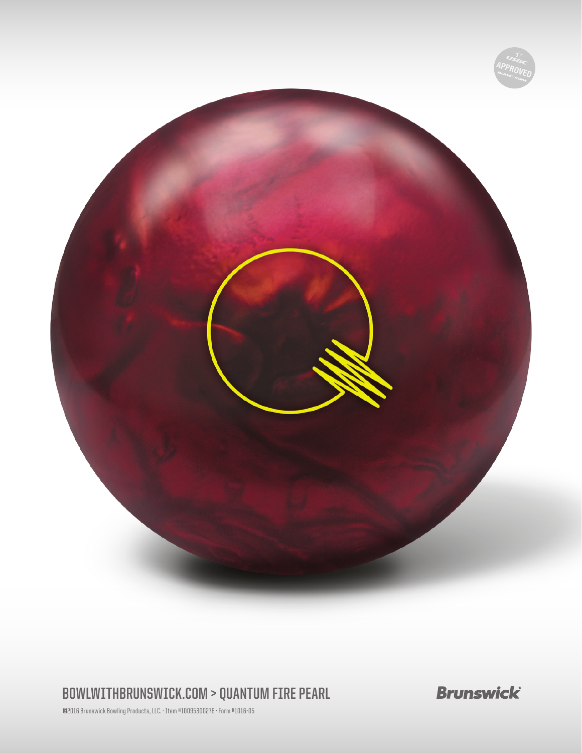BOWLWITHBRUNSWICK.COM > QUANTUM FIRE PEARL

Brunswick

©2016 Brunswick Bowling Products, LLC. · Item #10095300276 · Form #1016-05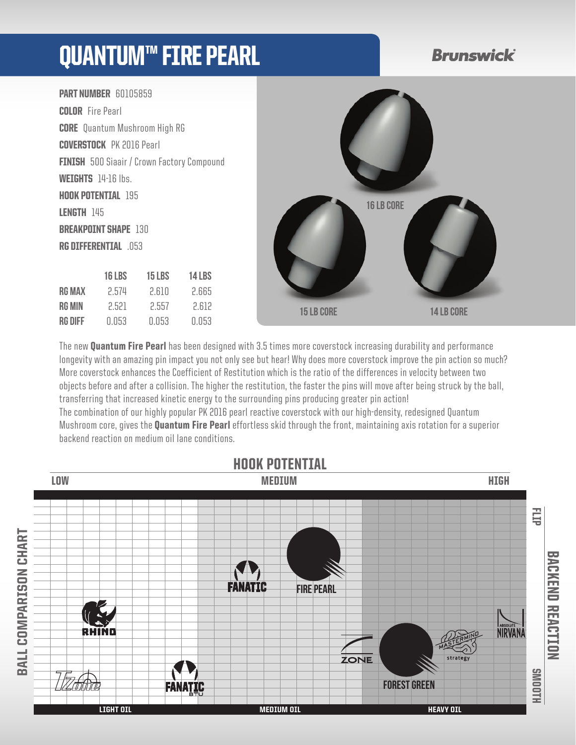# QUANTUM™ FIRE PEARL

Brunswick

**PART NUMBER** 60105859

**COLOR** Fire Pearl

**CORE** Quantum Mushroom High RG

**COVERSTOCK** PK 2016 Pearl

**FINISH** 500 Siaair / Crown Factory Compound

**WEIGHTS** 14-16 lbs.

**HOOK POTENTIAL** 195

**LENGTH** 145

**BREAKPOINT SHAPE** 130

**RG DIFFERENTIAL** .053

| | 16 LBS | 15 LBS | 14 LBS |
|---|---|---|---|
| RG MAX | 2.574 | 2.610 | 2.665 |
| RG MIN | 2.521 | 2.557 | 2.612 |
| RG DIFF | 0.053 | 0.053 | 0.053 |

16 LB CORE

15 LB CORE

14 LB CORE

The new **Quantum Fire Pearl** has been designed with 3.5 times more coverstock increasing durability and performance longevity with an amazing pin impact you not only see but hear! Why does more coverstock improve the pin action so much? More coverstock enhances the Coefficient of Restitution which is the ratio of the differences in velocity between two objects before and after a collision. The higher the restitution, the faster the pins will move after being struck by the ball, transferring that increased kinetic energy to the surrounding pins producing greater pin action!
The combination of our highly popular PK 2016 pearl reactive coverstock with our high-density, redesigned Quantum Mushroom core, gives the **Quantum Fire Pearl** effortless skid through the front, maintaining axis rotation for a superior backend reaction on medium oil lane conditions.

## BALL COMPARISON CHART

HOOK POTENTIAL

LOW

MEDIUM

HIGH

BACKEND REACTION

FLIP

SMOOTH

FANATIC

FIRE PEARL

RHINO

ZONE

MASTERMIND strategy

ABSOLUTE NIRVANA

T-ZONE

FANATIC BTU

FOREST GREEN

LIGHT OIL

MEDIUM OIL

HEAVY OIL